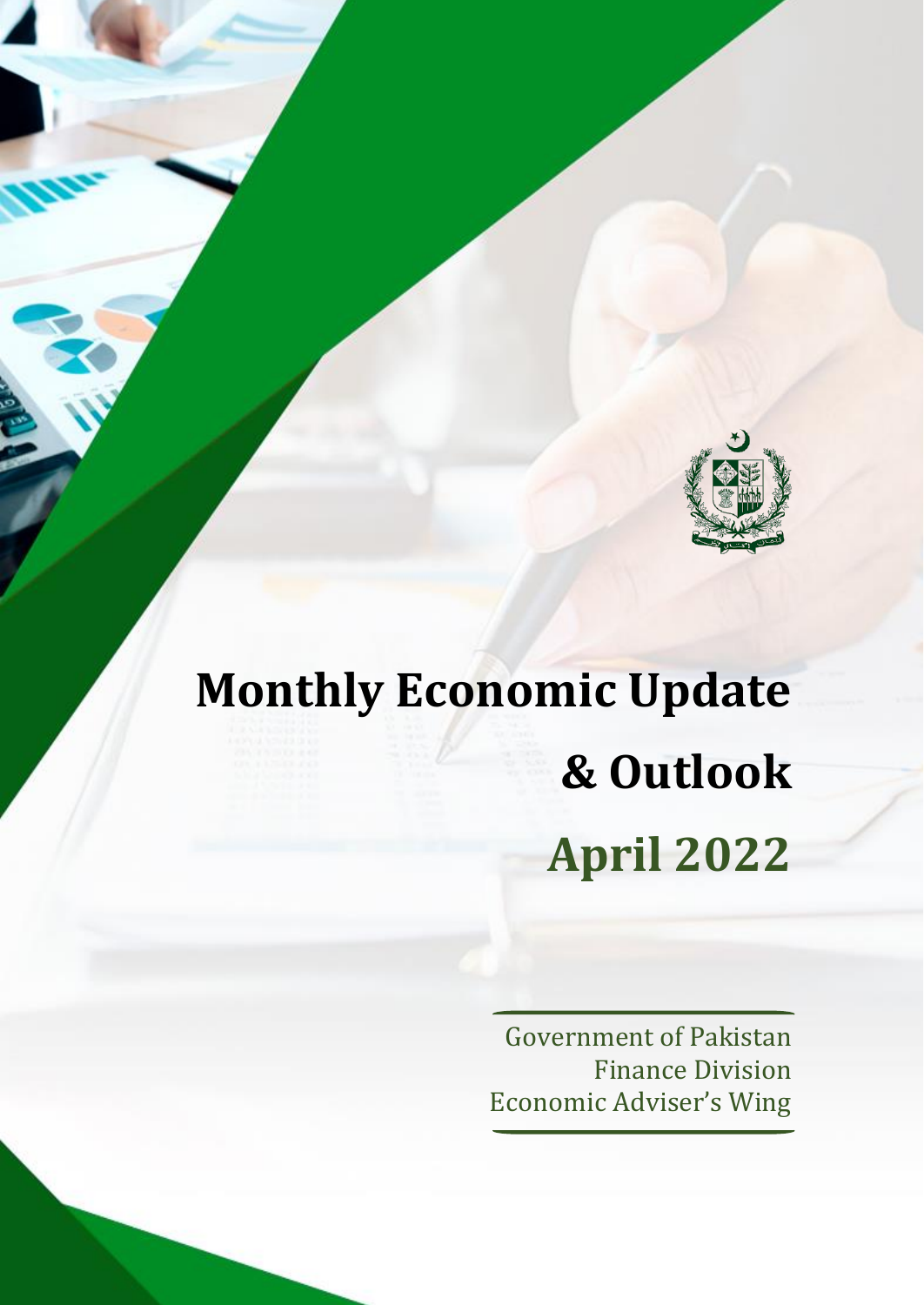# Monthly Economic Update & Outlook

## April 2022

Government of Pakistan
Finance Division
Economic Adviser's Wing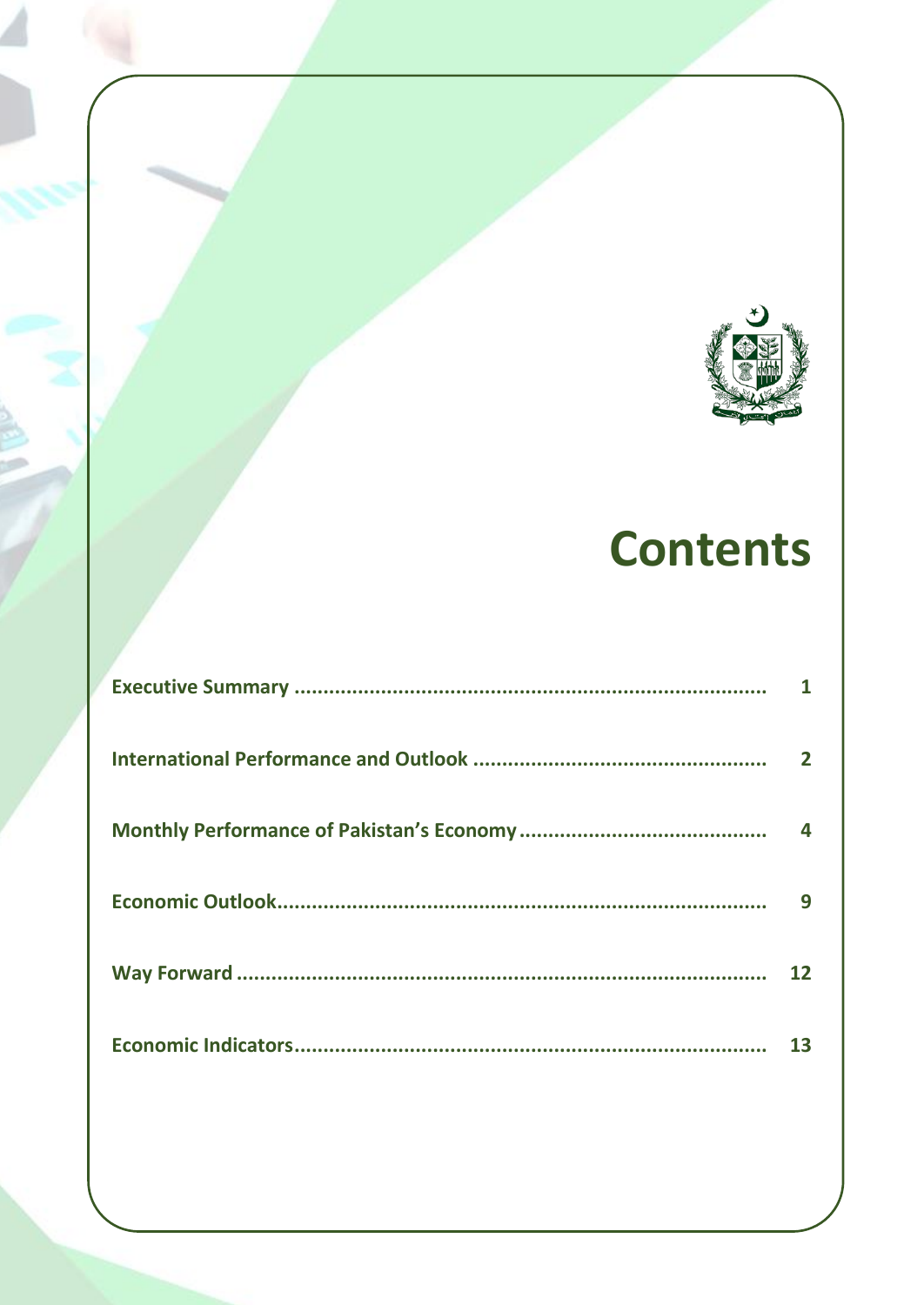# Contents

| | |
|---|---|
| **Executive Summary** | **1** |
| **International Performance and Outlook** | **2** |
| **Monthly Performance of Pakistan's Economy** | **4** |
| **Economic Outlook** | **9** |
| **Way Forward** | **12** |
| **Economic Indicators** | **13** |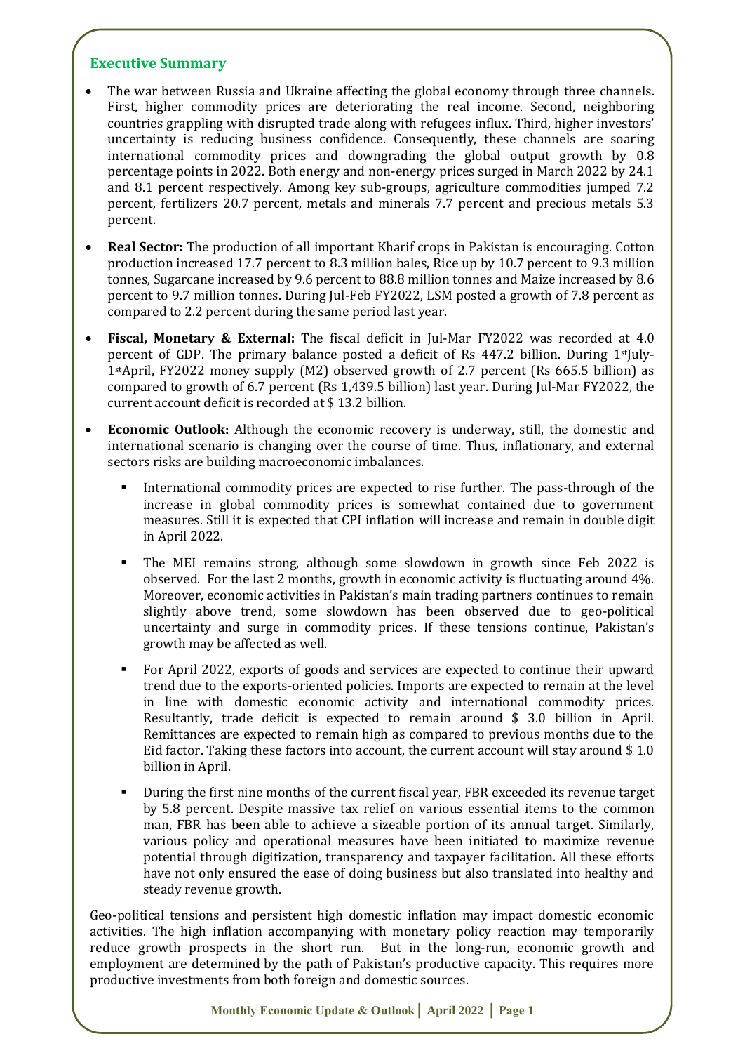## Executive Summary

- The war between Russia and Ukraine affecting the global economy through three channels. First, higher commodity prices are deteriorating the real income. Second, neighboring countries grappling with disrupted trade along with refugees influx. Third, higher investors' uncertainty is reducing business confidence. Consequently, these channels are soaring international commodity prices and downgrading the global output growth by 0.8 percentage points in 2022. Both energy and non-energy prices surged in March 2022 by 24.1 and 8.1 percent respectively. Among key sub-groups, agriculture commodities jumped 7.2 percent, fertilizers 20.7 percent, metals and minerals 7.7 percent and precious metals 5.3 percent.
- **Real Sector:** The production of all important Kharif crops in Pakistan is encouraging. Cotton production increased 17.7 percent to 8.3 million bales, Rice up by 10.7 percent to 9.3 million tonnes, Sugarcane increased by 9.6 percent to 88.8 million tonnes and Maize increased by 8.6 percent to 9.7 million tonnes. During Jul-Feb FY2022, LSM posted a growth of 7.8 percent as compared to 2.2 percent during the same period last year.
- **Fiscal, Monetary & External:** The fiscal deficit in Jul-Mar FY2022 was recorded at 4.0 percent of GDP. The primary balance posted a deficit of Rs 447.2 billion. During 1st July-1st April, FY2022 money supply (M2) observed growth of 2.7 percent (Rs 665.5 billion) as compared to growth of 6.7 percent (Rs 1,439.5 billion) last year. During Jul-Mar FY2022, the current account deficit is recorded at $ 13.2 billion.
- **Economic Outlook:** Although the economic recovery is underway, still, the domestic and international scenario is changing over the course of time. Thus, inflationary, and external sectors risks are building macroeconomic imbalances.
  - International commodity prices are expected to rise further. The pass-through of the increase in global commodity prices is somewhat contained due to government measures. Still it is expected that CPI inflation will increase and remain in double digit in April 2022.
  - The MEI remains strong, although some slowdown in growth since Feb 2022 is observed. For the last 2 months, growth in economic activity is fluctuating around 4%. Moreover, economic activities in Pakistan's main trading partners continues to remain slightly above trend, some slowdown has been observed due to geo-political uncertainty and surge in commodity prices. If these tensions continue, Pakistan's growth may be affected as well.
  - For April 2022, exports of goods and services are expected to continue their upward trend due to the exports-oriented policies. Imports are expected to remain at the level in line with domestic economic activity and international commodity prices. Resultantly, trade deficit is expected to remain around $ 3.0 billion in April. Remittances are expected to remain high as compared to previous months due to the Eid factor. Taking these factors into account, the current account will stay around $ 1.0 billion in April.
  - During the first nine months of the current fiscal year, FBR exceeded its revenue target by 5.8 percent. Despite massive tax relief on various essential items to the common man, FBR has been able to achieve a sizeable portion of its annual target. Similarly, various policy and operational measures have been initiated to maximize revenue potential through digitization, transparency and taxpayer facilitation. All these efforts have not only ensured the ease of doing business but also translated into healthy and steady revenue growth.

Geo-political tensions and persistent high domestic inflation may impact domestic economic activities. The high inflation accompanying with monetary policy reaction may temporarily reduce growth prospects in the short run. But in the long-run, economic growth and employment are determined by the path of Pakistan's productive capacity. This requires more productive investments from both foreign and domestic sources.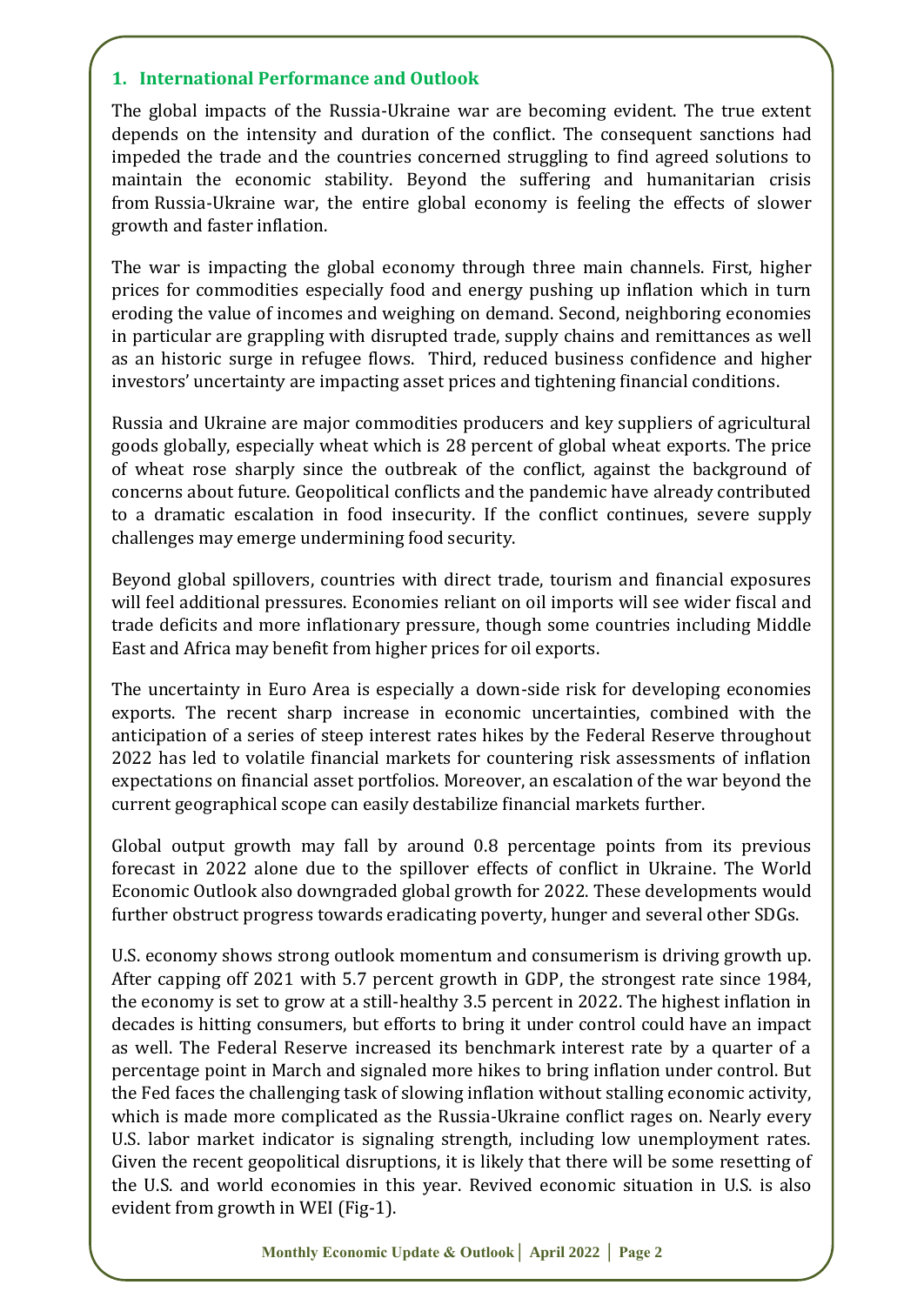## 1. International Performance and Outlook

The global impacts of the Russia-Ukraine war are becoming evident. The true extent depends on the intensity and duration of the conflict. The consequent sanctions had impeded the trade and the countries concerned struggling to find agreed solutions to maintain the economic stability. Beyond the suffering and humanitarian crisis from Russia-Ukraine war, the entire global economy is feeling the effects of slower growth and faster inflation.

The war is impacting the global economy through three main channels. First, higher prices for commodities especially food and energy pushing up inflation which in turn eroding the value of incomes and weighing on demand. Second, neighboring economies in particular are grappling with disrupted trade, supply chains and remittances as well as an historic surge in refugee flows. Third, reduced business confidence and higher investors' uncertainty are impacting asset prices and tightening financial conditions.

Russia and Ukraine are major commodities producers and key suppliers of agricultural goods globally, especially wheat which is 28 percent of global wheat exports. The price of wheat rose sharply since the outbreak of the conflict, against the background of concerns about future. Geopolitical conflicts and the pandemic have already contributed to a dramatic escalation in food insecurity. If the conflict continues, severe supply challenges may emerge undermining food security.

Beyond global spillovers, countries with direct trade, tourism and financial exposures will feel additional pressures. Economies reliant on oil imports will see wider fiscal and trade deficits and more inflationary pressure, though some countries including Middle East and Africa may benefit from higher prices for oil exports.

The uncertainty in Euro Area is especially a down-side risk for developing economies exports. The recent sharp increase in economic uncertainties, combined with the anticipation of a series of steep interest rates hikes by the Federal Reserve throughout 2022 has led to volatile financial markets for countering risk assessments of inflation expectations on financial asset portfolios. Moreover, an escalation of the war beyond the current geographical scope can easily destabilize financial markets further.

Global output growth may fall by around 0.8 percentage points from its previous forecast in 2022 alone due to the spillover effects of conflict in Ukraine. The World Economic Outlook also downgraded global growth for 2022. These developments would further obstruct progress towards eradicating poverty, hunger and several other SDGs.

U.S. economy shows strong outlook momentum and consumerism is driving growth up. After capping off 2021 with 5.7 percent growth in GDP, the strongest rate since 1984, the economy is set to grow at a still-healthy 3.5 percent in 2022. The highest inflation in decades is hitting consumers, but efforts to bring it under control could have an impact as well. The Federal Reserve increased its benchmark interest rate by a quarter of a percentage point in March and signaled more hikes to bring inflation under control. But the Fed faces the challenging task of slowing inflation without stalling economic activity, which is made more complicated as the Russia-Ukraine conflict rages on. Nearly every U.S. labor market indicator is signaling strength, including low unemployment rates. Given the recent geopolitical disruptions, it is likely that there will be some resetting of the U.S. and world economies in this year. Revived economic situation in U.S. is also evident from growth in WEI (Fig-1).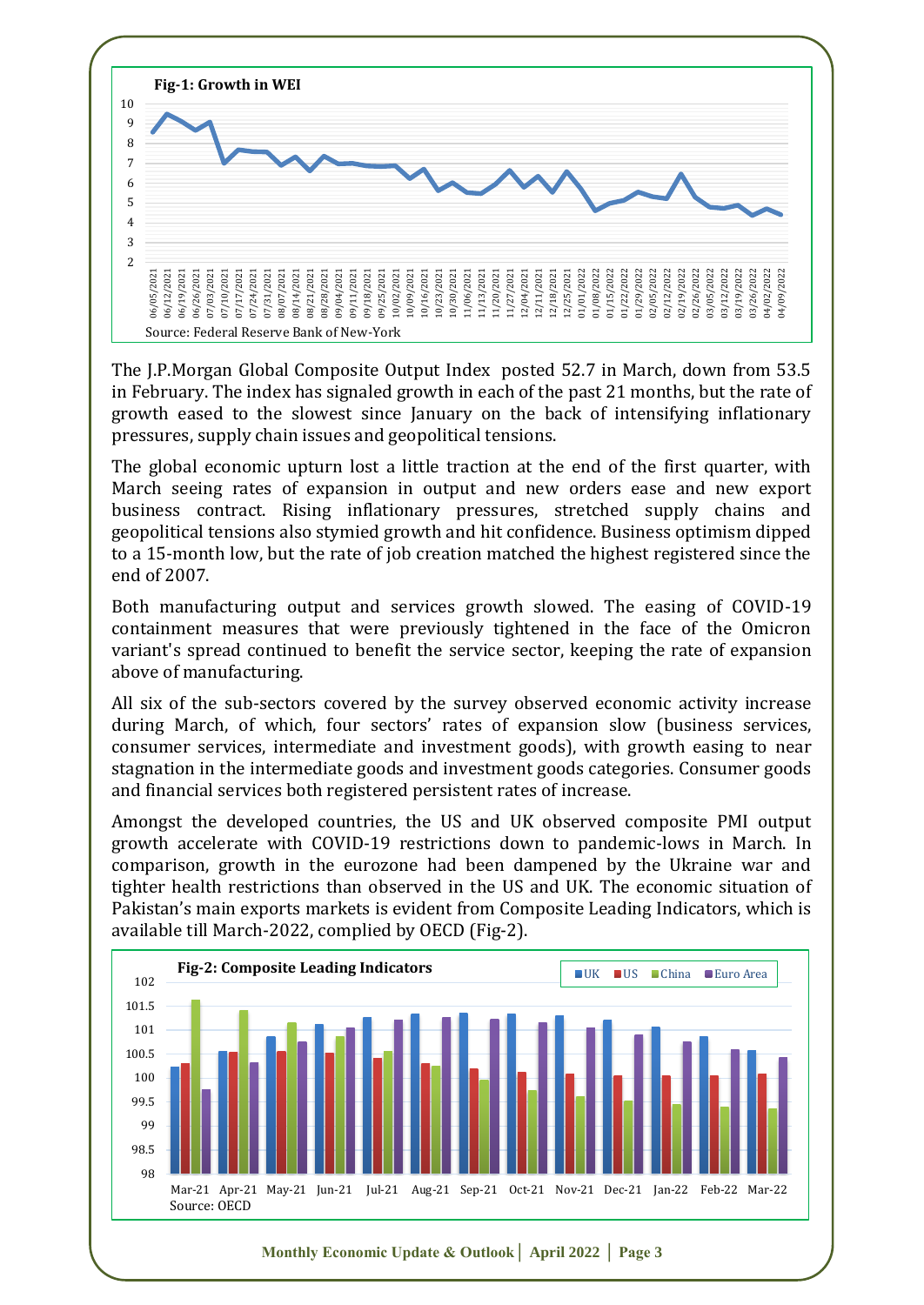**Fig-1: Growth in WEI**

Source: Federal Reserve Bank of New-York

The J.P.Morgan Global Composite Output Index posted 52.7 in March, down from 53.5 in February. The index has signaled growth in each of the past 21 months, but the rate of growth eased to the slowest since January on the back of intensifying inflationary pressures, supply chain issues and geopolitical tensions.

The global economic upturn lost a little traction at the end of the first quarter, with March seeing rates of expansion in output and new orders ease and new export business contract. Rising inflationary pressures, stretched supply chains and geopolitical tensions also stymied growth and hit confidence. Business optimism dipped to a 15-month low, but the rate of job creation matched the highest registered since the end of 2007.

Both manufacturing output and services growth slowed. The easing of COVID-19 containment measures that were previously tightened in the face of the Omicron variant's spread continued to benefit the service sector, keeping the rate of expansion above of manufacturing.

All six of the sub-sectors covered by the survey observed economic activity increase during March, of which, four sectors' rates of expansion slow (business services, consumer services, intermediate and investment goods), with growth easing to near stagnation in the intermediate goods and investment goods categories. Consumer goods and financial services both registered persistent rates of increase.

Amongst the developed countries, the US and UK observed composite PMI output growth accelerate with COVID-19 restrictions down to pandemic-lows in March. In comparison, growth in the eurozone had been dampened by the Ukraine war and tighter health restrictions than observed in the US and UK. The economic situation of Pakistan's main exports markets is evident from Composite Leading Indicators, which is available till March-2022, complied by OECD (Fig-2).

**Fig-2: Composite Leading Indicators**

Source: OECD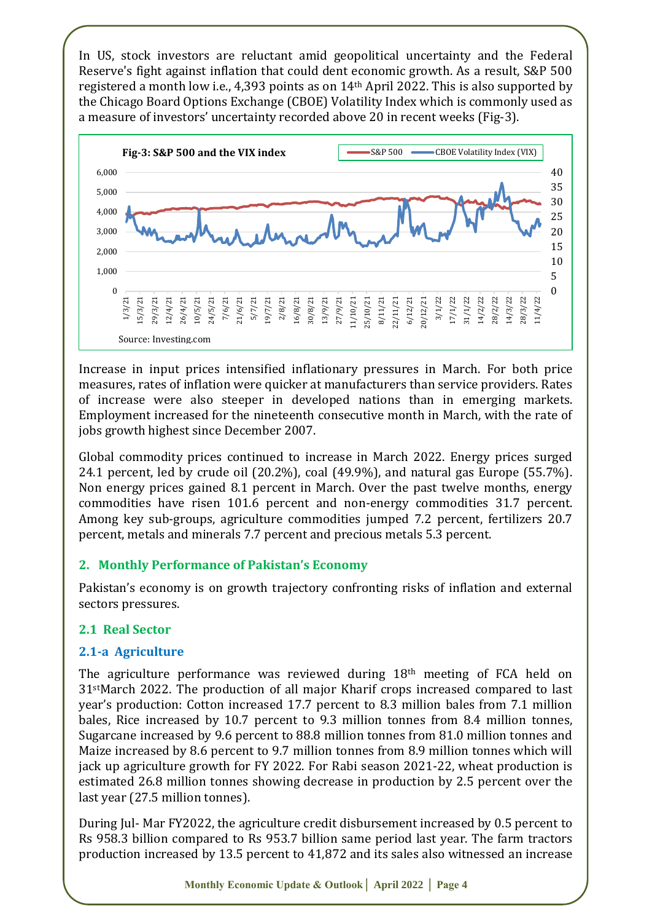In US, stock investors are reluctant amid geopolitical uncertainty and the Federal Reserve's fight against inflation that could dent economic growth. As a result, S&P 500 registered a month low i.e., 4,393 points as on 14th April 2022. This is also supported by the Chicago Board Options Exchange (CBOE) Volatility Index which is commonly used as a measure of investors' uncertainty recorded above 20 in recent weeks (Fig-3).

**Fig-3: S&P 500 and the VIX index**

Source: Investing.com

Increase in input prices intensified inflationary pressures in March. For both price measures, rates of inflation were quicker at manufacturers than service providers. Rates of increase were also steeper in developed nations than in emerging markets. Employment increased for the nineteenth consecutive month in March, with the rate of jobs growth highest since December 2007.

Global commodity prices continued to increase in March 2022. Energy prices surged 24.1 percent, led by crude oil (20.2%), coal (49.9%), and natural gas Europe (55.7%). Non energy prices gained 8.1 percent in March. Over the past twelve months, energy commodities have risen 101.6 percent and non-energy commodities 31.7 percent. Among key sub-groups, agriculture commodities jumped 7.2 percent, fertilizers 20.7 percent, metals and minerals 7.7 percent and precious metals 5.3 percent.

## 2. Monthly Performance of Pakistan's Economy

Pakistan's economy is on growth trajectory confronting risks of inflation and external sectors pressures.

### 2.1 Real Sector

#### 2.1-a Agriculture

The agriculture performance was reviewed during 18th meeting of FCA held on 31st March 2022. The production of all major Kharif crops increased compared to last year's production: Cotton increased 17.7 percent to 8.3 million bales from 7.1 million bales, Rice increased by 10.7 percent to 9.3 million tonnes from 8.4 million tonnes, Sugarcane increased by 9.6 percent to 88.8 million tonnes from 81.0 million tonnes and Maize increased by 8.6 percent to 9.7 million tonnes from 8.9 million tonnes which will jack up agriculture growth for FY 2022. For Rabi season 2021-22, wheat production is estimated 26.8 million tonnes showing decrease in production by 2.5 percent over the last year (27.5 million tonnes).

During Jul- Mar FY2022, the agriculture credit disbursement increased by 0.5 percent to Rs 958.3 billion compared to Rs 953.7 billion same period last year. The farm tractors production increased by 13.5 percent to 41,872 and its sales also witnessed an increase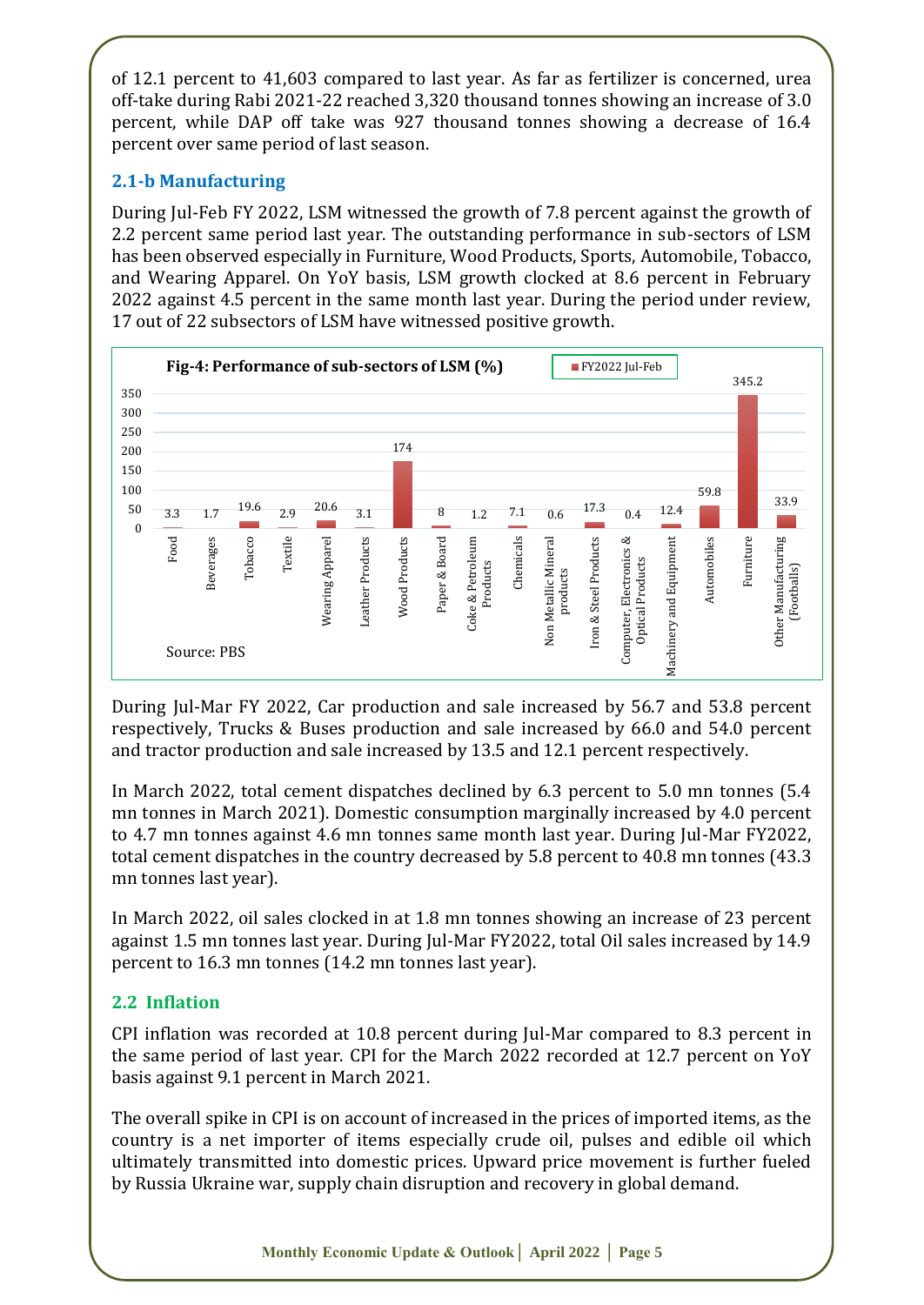of 12.1 percent to 41,603 compared to last year. As far as fertilizer is concerned, urea off-take during Rabi 2021-22 reached 3,320 thousand tonnes showing an increase of 3.0 percent, while DAP off take was 927 thousand tonnes showing a decrease of 16.4 percent over same period of last season.

### 2.1-b Manufacturing

During Jul-Feb FY 2022, LSM witnessed the growth of 7.8 percent against the growth of 2.2 percent same period last year. The outstanding performance in sub-sectors of LSM has been observed especially in Furniture, Wood Products, Sports, Automobile, Tobacco, and Wearing Apparel. On YoY basis, LSM growth clocked at 8.6 percent in February 2022 against 4.5 percent in the same month last year. During the period under review, 17 out of 22 subsectors of LSM have witnessed positive growth.

**Fig-4: Performance of sub-sectors of LSM (%)**

| Sub-sector | FY2022 Jul-Feb |
|---|---|
| Food | 3.3 |
| Beverages | 1.7 |
| Tobacco | 19.6 |
| Textile | 2.9 |
| Wearing Apparel | 20.6 |
| Leather Products | 3.1 |
| Wood Products | 174 |
| Paper & Board | 8 |
| Coke & Petroleum Products | 1.2 |
| Chemicals | 7.1 |
| Non Metallic Mineral products | 0.6 |
| Iron & Steel Products | 17.3 |
| Computer, Electronics & Optical Products | 0.4 |
| Machinery and Equipment | 12.4 |
| Automobiles | 59.8 |
| Furniture | 345.2 |
| Other Manufacturing (Footballs) | 33.9 |

Source: PBS

During Jul-Mar FY 2022, Car production and sale increased by 56.7 and 53.8 percent respectively, Trucks & Buses production and sale increased by 66.0 and 54.0 percent and tractor production and sale increased by 13.5 and 12.1 percent respectively.

In March 2022, total cement dispatches declined by 6.3 percent to 5.0 mn tonnes (5.4 mn tonnes in March 2021). Domestic consumption marginally increased by 4.0 percent to 4.7 mn tonnes against 4.6 mn tonnes same month last year. During Jul-Mar FY2022, total cement dispatches in the country decreased by 5.8 percent to 40.8 mn tonnes (43.3 mn tonnes last year).

In March 2022, oil sales clocked in at 1.8 mn tonnes showing an increase of 23 percent against 1.5 mn tonnes last year. During Jul-Mar FY2022, total Oil sales increased by 14.9 percent to 16.3 mn tonnes (14.2 mn tonnes last year).

## 2.2 Inflation

CPI inflation was recorded at 10.8 percent during Jul-Mar compared to 8.3 percent in the same period of last year. CPI for the March 2022 recorded at 12.7 percent on YoY basis against 9.1 percent in March 2021.

The overall spike in CPI is on account of increased in the prices of imported items, as the country is a net importer of items especially crude oil, pulses and edible oil which ultimately transmitted into domestic prices. Upward price movement is further fueled by Russia Ukraine war, supply chain disruption and recovery in global demand.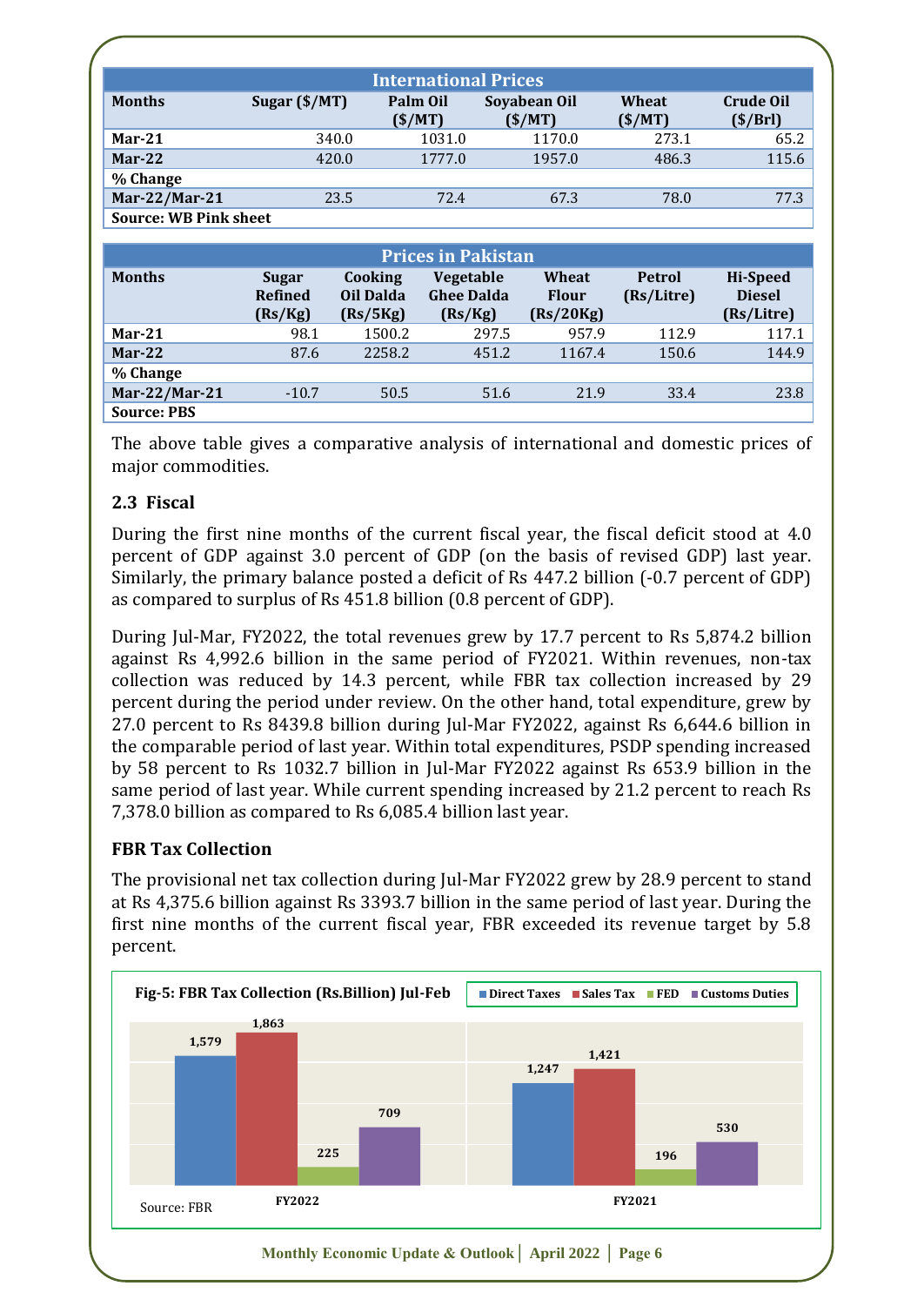| International Prices | | | | | |
|---|---|---|---|---|---|
| **Months** | **Sugar ($/MT)** | **Palm Oil ($/MT)** | **Soyabean Oil ($/MT)** | **Wheat ($/MT)** | **Crude Oil ($/Brl)** |
| **Mar-21** | 340.0 | 1031.0 | 1170.0 | 273.1 | 65.2 |
| **Mar-22** | 420.0 | 1777.0 | 1957.0 | 486.3 | 115.6 |
| **% Change** | | | | | |
| **Mar-22/Mar-21** | 23.5 | 72.4 | 67.3 | 78.0 | 77.3 |
| **Source: WB Pink sheet** | | | | | |

| Prices in Pakistan | | | | | | |
|---|---|---|---|---|---|---|
| **Months** | **Sugar Refined (Rs/Kg)** | **Cooking Oil Dalda (Rs/5Kg)** | **Vegetable Ghee Dalda (Rs/Kg)** | **Wheat Flour (Rs/20Kg)** | **Petrol (Rs/Litre)** | **Hi-Speed Diesel (Rs/Litre)** |
| **Mar-21** | 98.1 | 1500.2 | 297.5 | 957.9 | 112.9 | 117.1 |
| **Mar-22** | 87.6 | 2258.2 | 451.2 | 1167.4 | 150.6 | 144.9 |
| **% Change** | | | | | | |
| **Mar-22/Mar-21** | -10.7 | 50.5 | 51.6 | 21.9 | 33.4 | 23.8 |
| **Source: PBS** | | | | | | |

The above table gives a comparative analysis of international and domestic prices of major commodities.

### 2.3 Fiscal

During the first nine months of the current fiscal year, the fiscal deficit stood at 4.0 percent of GDP against 3.0 percent of GDP (on the basis of revised GDP) last year. Similarly, the primary balance posted a deficit of Rs 447.2 billion (-0.7 percent of GDP) as compared to surplus of Rs 451.8 billion (0.8 percent of GDP).

During Jul-Mar, FY2022, the total revenues grew by 17.7 percent to Rs 5,874.2 billion against Rs 4,992.6 billion in the same period of FY2021. Within revenues, non-tax collection was reduced by 14.3 percent, while FBR tax collection increased by 29 percent during the period under review. On the other hand, total expenditure, grew by 27.0 percent to Rs 8439.8 billion during Jul-Mar FY2022, against Rs 6,644.6 billion in the comparable period of last year. Within total expenditures, PSDP spending increased by 58 percent to Rs 1032.7 billion in Jul-Mar FY2022 against Rs 653.9 billion in the same period of last year. While current spending increased by 21.2 percent to reach Rs 7,378.0 billion as compared to Rs 6,085.4 billion last year.

### FBR Tax Collection

The provisional net tax collection during Jul-Mar FY2022 grew by 28.9 percent to stand at Rs 4,375.6 billion against Rs 3393.7 billion in the same period of last year. During the first nine months of the current fiscal year, FBR exceeded its revenue target by 5.8 percent.

**Fig-5: FBR Tax Collection (Rs.Billion) Jul-Feb**

| | Direct Taxes | Sales Tax | FED | Customs Duties |
|---|---|---|---|---|
| FY2022 | 1,579 | 1,863 | 225 | 709 |
| FY2021 | 1,247 | 1,421 | 196 | 530 |

Source: FBR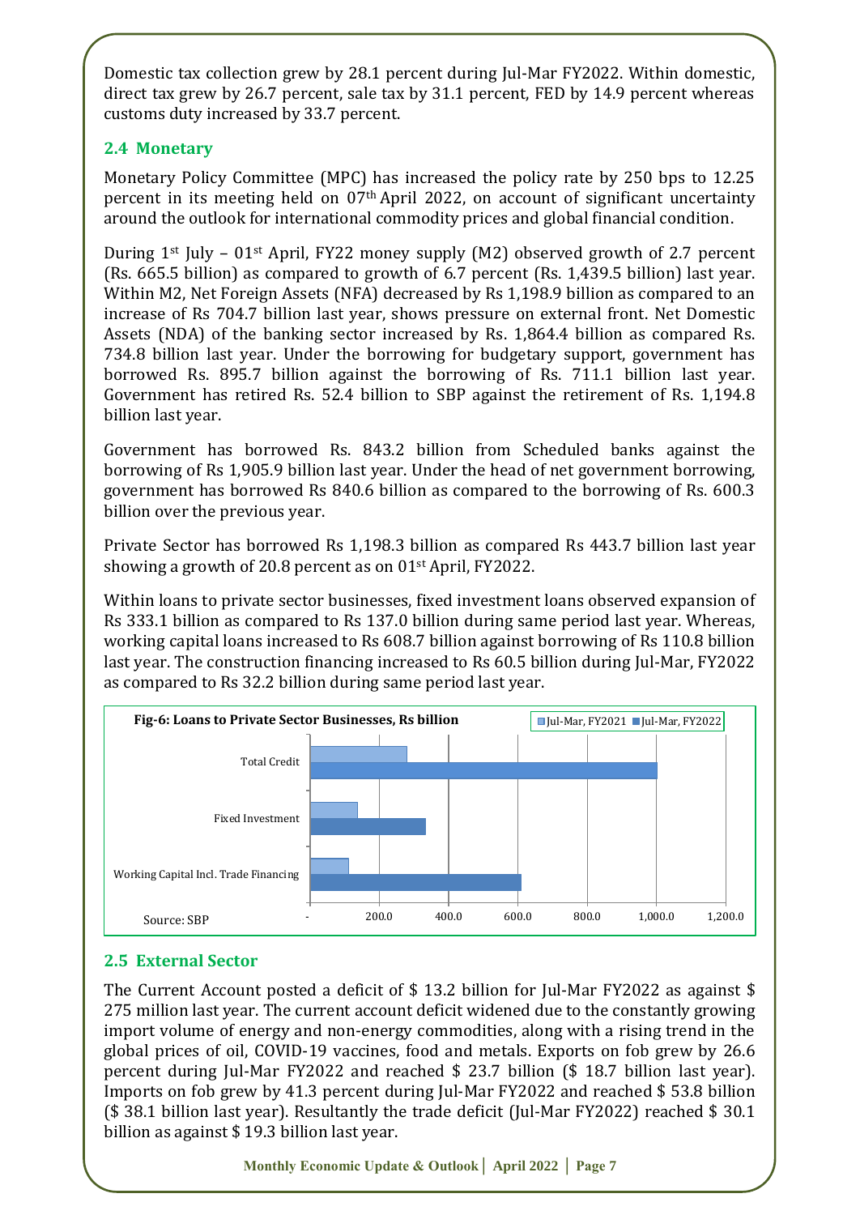Domestic tax collection grew by 28.1 percent during Jul-Mar FY2022. Within domestic, direct tax grew by 26.7 percent, sale tax by 31.1 percent, FED by 14.9 percent whereas customs duty increased by 33.7 percent.

## 2.4 Monetary

Monetary Policy Committee (MPC) has increased the policy rate by 250 bps to 12.25 percent in its meeting held on 07th April 2022, on account of significant uncertainty around the outlook for international commodity prices and global financial condition.

During 1st July – 01st April, FY22 money supply (M2) observed growth of 2.7 percent (Rs. 665.5 billion) as compared to growth of 6.7 percent (Rs. 1,439.5 billion) last year. Within M2, Net Foreign Assets (NFA) decreased by Rs 1,198.9 billion as compared to an increase of Rs 704.7 billion last year, shows pressure on external front. Net Domestic Assets (NDA) of the banking sector increased by Rs. 1,864.4 billion as compared Rs. 734.8 billion last year. Under the borrowing for budgetary support, government has borrowed Rs. 895.7 billion against the borrowing of Rs. 711.1 billion last year. Government has retired Rs. 52.4 billion to SBP against the retirement of Rs. 1,194.8 billion last year.

Government has borrowed Rs. 843.2 billion from Scheduled banks against the borrowing of Rs 1,905.9 billion last year. Under the head of net government borrowing, government has borrowed Rs 840.6 billion as compared to the borrowing of Rs. 600.3 billion over the previous year.

Private Sector has borrowed Rs 1,198.3 billion as compared Rs 443.7 billion last year showing a growth of 20.8 percent as on 01st April, FY2022.

Within loans to private sector businesses, fixed investment loans observed expansion of Rs 333.1 billion as compared to Rs 137.0 billion during same period last year. Whereas, working capital loans increased to Rs 608.7 billion against borrowing of Rs 110.8 billion last year. The construction financing increased to Rs 60.5 billion during Jul-Mar, FY2022 as compared to Rs 32.2 billion during same period last year.

**Fig-6: Loans to Private Sector Businesses, Rs billion**

Source: SBP

## 2.5 External Sector

The Current Account posted a deficit of $ 13.2 billion for Jul-Mar FY2022 as against $ 275 million last year. The current account deficit widened due to the constantly growing import volume of energy and non-energy commodities, along with a rising trend in the global prices of oil, COVID-19 vaccines, food and metals. Exports on fob grew by 26.6 percent during Jul-Mar FY2022 and reached $ 23.7 billion ($ 18.7 billion last year). Imports on fob grew by 41.3 percent during Jul-Mar FY2022 and reached $ 53.8 billion ($ 38.1 billion last year). Resultantly the trade deficit (Jul-Mar FY2022) reached $ 30.1 billion as against $ 19.3 billion last year.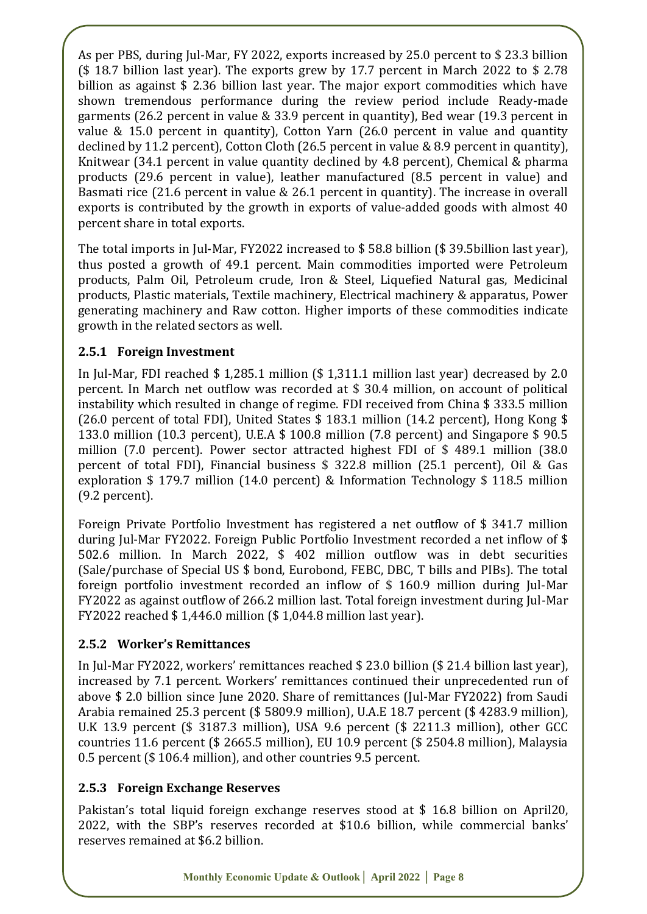As per PBS, during Jul-Mar, FY 2022, exports increased by 25.0 percent to $ 23.3 billion ($ 18.7 billion last year). The exports grew by 17.7 percent in March 2022 to $ 2.78 billion as against $ 2.36 billion last year. The major export commodities which have shown tremendous performance during the review period include Ready-made garments (26.2 percent in value & 33.9 percent in quantity), Bed wear (19.3 percent in value & 15.0 percent in quantity), Cotton Yarn (26.0 percent in value and quantity declined by 11.2 percent), Cotton Cloth (26.5 percent in value & 8.9 percent in quantity), Knitwear (34.1 percent in value quantity declined by 4.8 percent), Chemical & pharma products (29.6 percent in value), leather manufactured (8.5 percent in value) and Basmati rice (21.6 percent in value & 26.1 percent in quantity). The increase in overall exports is contributed by the growth in exports of value-added goods with almost 40 percent share in total exports.

The total imports in Jul-Mar, FY2022 increased to $ 58.8 billion ($ 39.5billion last year), thus posted a growth of 49.1 percent. Main commodities imported were Petroleum products, Palm Oil, Petroleum crude, Iron & Steel, Liquefied Natural gas, Medicinal products, Plastic materials, Textile machinery, Electrical machinery & apparatus, Power generating machinery and Raw cotton. Higher imports of these commodities indicate growth in the related sectors as well.

### 2.5.1 Foreign Investment

In Jul-Mar, FDI reached $ 1,285.1 million ($ 1,311.1 million last year) decreased by 2.0 percent. In March net outflow was recorded at $ 30.4 million, on account of political instability which resulted in change of regime. FDI received from China $ 333.5 million (26.0 percent of total FDI), United States $ 183.1 million (14.2 percent), Hong Kong $ 133.0 million (10.3 percent), U.E.A $ 100.8 million (7.8 percent) and Singapore $ 90.5 million (7.0 percent). Power sector attracted highest FDI of $ 489.1 million (38.0 percent of total FDI), Financial business $ 322.8 million (25.1 percent), Oil & Gas exploration $ 179.7 million (14.0 percent) & Information Technology $ 118.5 million (9.2 percent).

Foreign Private Portfolio Investment has registered a net outflow of $ 341.7 million during Jul-Mar FY2022. Foreign Public Portfolio Investment recorded a net inflow of $ 502.6 million. In March 2022, $ 402 million outflow was in debt securities (Sale/purchase of Special US $ bond, Eurobond, FEBC, DBC, T bills and PIBs). The total foreign portfolio investment recorded an inflow of $ 160.9 million during Jul-Mar FY2022 as against outflow of 266.2 million last. Total foreign investment during Jul-Mar FY2022 reached $ 1,446.0 million ($ 1,044.8 million last year).

### 2.5.2 Worker's Remittances

In Jul-Mar FY2022, workers' remittances reached $ 23.0 billion ($ 21.4 billion last year), increased by 7.1 percent. Workers' remittances continued their unprecedented run of above $ 2.0 billion since June 2020. Share of remittances (Jul-Mar FY2022) from Saudi Arabia remained 25.3 percent ($ 5809.9 million), U.A.E 18.7 percent ($ 4283.9 million), U.K 13.9 percent ($ 3187.3 million), USA 9.6 percent ($ 2211.3 million), other GCC countries 11.6 percent ($ 2665.5 million), EU 10.9 percent ($ 2504.8 million), Malaysia 0.5 percent ($ 106.4 million), and other countries 9.5 percent.

### 2.5.3 Foreign Exchange Reserves

Pakistan's total liquid foreign exchange reserves stood at $ 16.8 billion on April20, 2022, with the SBP's reserves recorded at $10.6 billion, while commercial banks' reserves remained at $6.2 billion.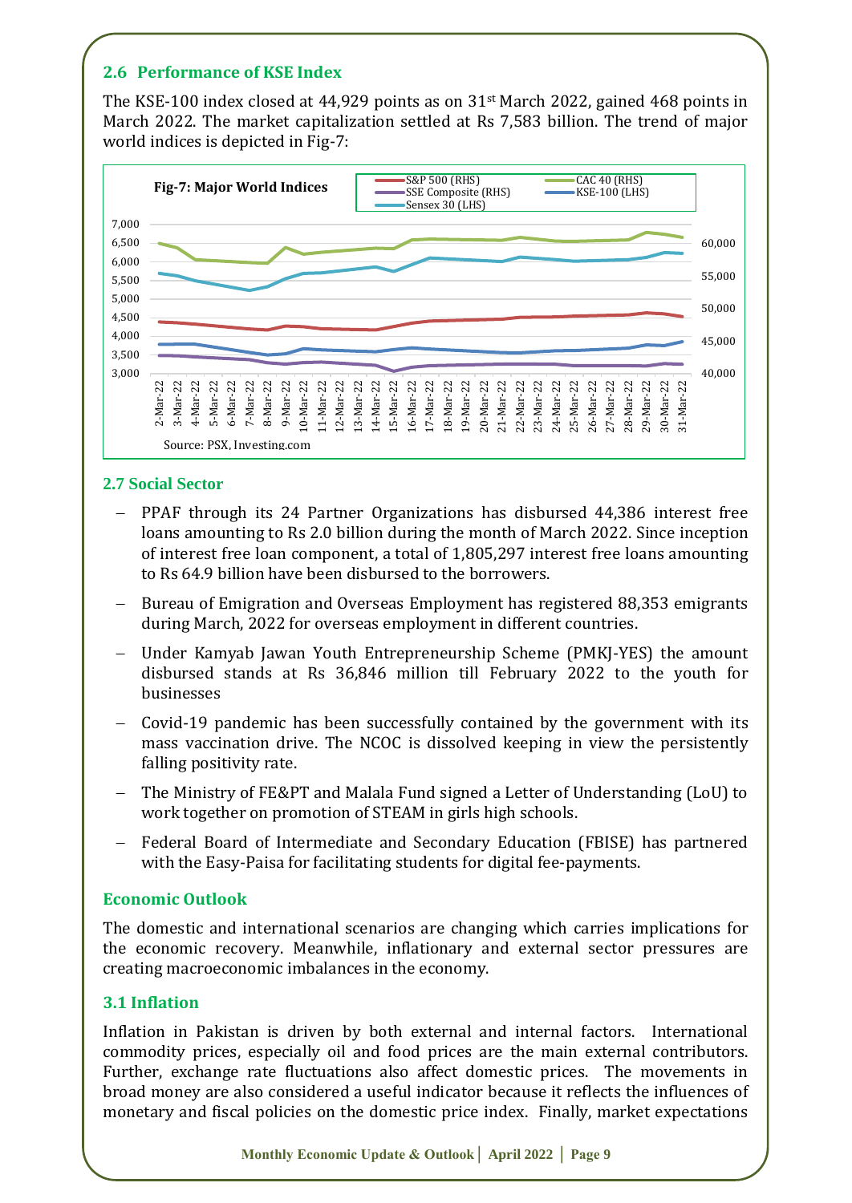### 2.6 Performance of KSE Index

The KSE-100 index closed at 44,929 points as on 31st March 2022, gained 468 points in March 2022. The market capitalization settled at Rs 7,583 billion. The trend of major world indices is depicted in Fig-7:

**Fig-7: Major World Indices**

Source: PSX, Investing.com

### 2.7 Social Sector

- PPAF through its 24 Partner Organizations has disbursed 44,386 interest free loans amounting to Rs 2.0 billion during the month of March 2022. Since inception of interest free loan component, a total of 1,805,297 interest free loans amounting to Rs 64.9 billion have been disbursed to the borrowers.
- Bureau of Emigration and Overseas Employment has registered 88,353 emigrants during March, 2022 for overseas employment in different countries.
- Under Kamyab Jawan Youth Entrepreneurship Scheme (PMKJ-YES) the amount disbursed stands at Rs 36,846 million till February 2022 to the youth for businesses
- Covid-19 pandemic has been successfully contained by the government with its mass vaccination drive. The NCOC is dissolved keeping in view the persistently falling positivity rate.
- The Ministry of FE&PT and Malala Fund signed a Letter of Understanding (LoU) to work together on promotion of STEAM in girls high schools.
- Federal Board of Intermediate and Secondary Education (FBISE) has partnered with the Easy-Paisa for facilitating students for digital fee-payments.

## Economic Outlook

The domestic and international scenarios are changing which carries implications for the economic recovery. Meanwhile, inflationary and external sector pressures are creating macroeconomic imbalances in the economy.

### 3.1 Inflation

Inflation in Pakistan is driven by both external and internal factors. International commodity prices, especially oil and food prices are the main external contributors. Further, exchange rate fluctuations also affect domestic prices. The movements in broad money are also considered a useful indicator because it reflects the influences of monetary and fiscal policies on the domestic price index. Finally, market expectations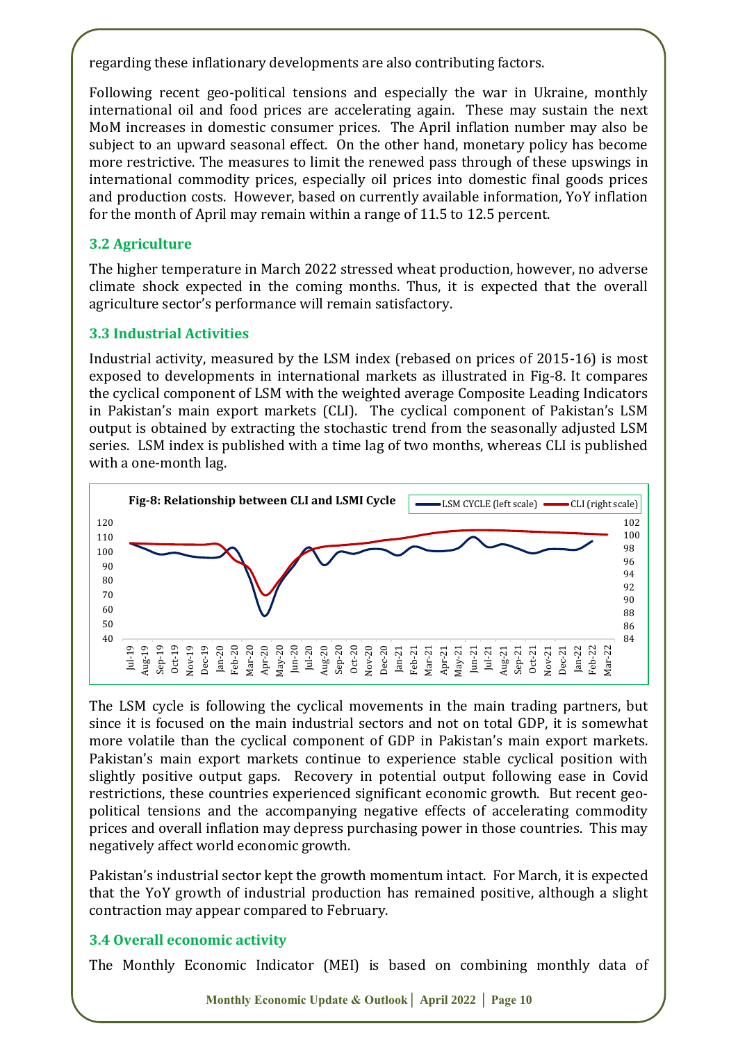regarding these inflationary developments are also contributing factors.

Following recent geo-political tensions and especially the war in Ukraine, monthly international oil and food prices are accelerating again. These may sustain the next MoM increases in domestic consumer prices. The April inflation number may also be subject to an upward seasonal effect. On the other hand, monetary policy has become more restrictive. The measures to limit the renewed pass through of these upswings in international commodity prices, especially oil prices into domestic final goods prices and production costs. However, based on currently available information, YoY inflation for the month of April may remain within a range of 11.5 to 12.5 percent.

### 3.2 Agriculture

The higher temperature in March 2022 stressed wheat production, however, no adverse climate shock expected in the coming months. Thus, it is expected that the overall agriculture sector's performance will remain satisfactory.

### 3.3 Industrial Activities

Industrial activity, measured by the LSM index (rebased on prices of 2015-16) is most exposed to developments in international markets as illustrated in Fig-8. It compares the cyclical component of LSM with the weighted average Composite Leading Indicators in Pakistan's main export markets (CLI). The cyclical component of Pakistan's LSM output is obtained by extracting the stochastic trend from the seasonally adjusted LSM series. LSM index is published with a time lag of two months, whereas CLI is published with a one-month lag.

**Fig-8: Relationship between CLI and LSMI Cycle**

The LSM cycle is following the cyclical movements in the main trading partners, but since it is focused on the main industrial sectors and not on total GDP, it is somewhat more volatile than the cyclical component of GDP in Pakistan's main export markets. Pakistan's main export markets continue to experience stable cyclical position with slightly positive output gaps. Recovery in potential output following ease in Covid restrictions, these countries experienced significant economic growth. But recent geo-political tensions and the accompanying negative effects of accelerating commodity prices and overall inflation may depress purchasing power in those countries. This may negatively affect world economic growth.

Pakistan's industrial sector kept the growth momentum intact. For March, it is expected that the YoY growth of industrial production has remained positive, although a slight contraction may appear compared to February.

### 3.4 Overall economic activity

The Monthly Economic Indicator (MEI) is based on combining monthly data of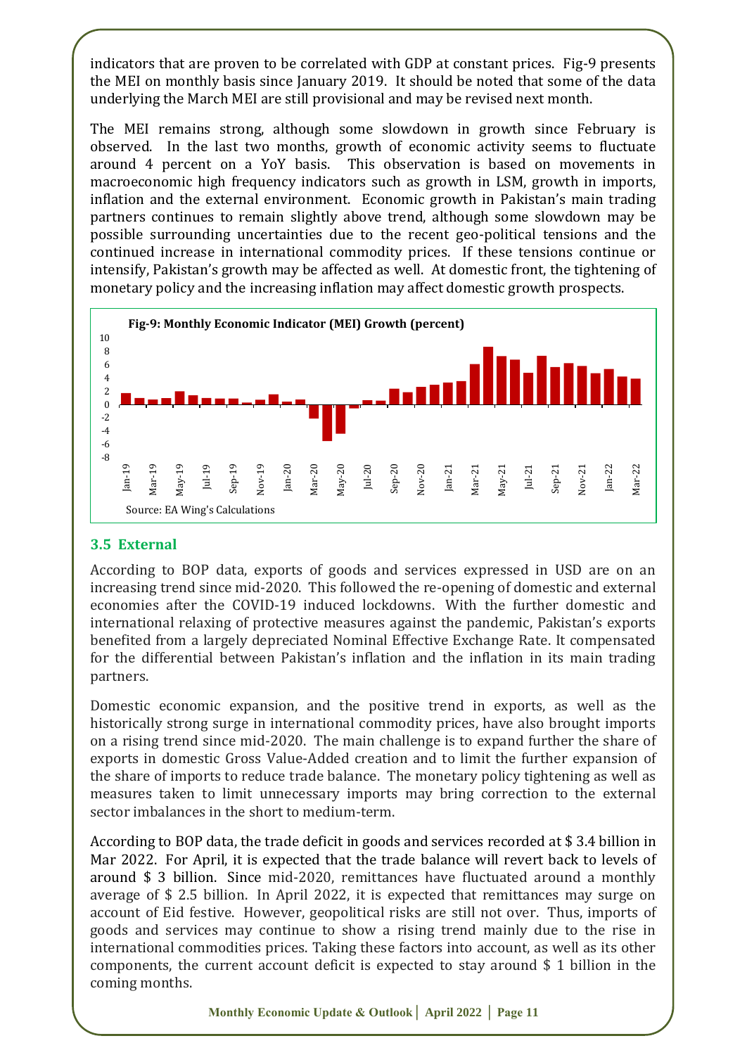indicators that are proven to be correlated with GDP at constant prices. Fig-9 presents the MEI on monthly basis since January 2019. It should be noted that some of the data underlying the March MEI are still provisional and may be revised next month.

The MEI remains strong, although some slowdown in growth since February is observed. In the last two months, growth of economic activity seems to fluctuate around 4 percent on a YoY basis. This observation is based on movements in macroeconomic high frequency indicators such as growth in LSM, growth in imports, inflation and the external environment. Economic growth in Pakistan's main trading partners continues to remain slightly above trend, although some slowdown may be possible surrounding uncertainties due to the recent geo-political tensions and the continued increase in international commodity prices. If these tensions continue or intensify, Pakistan's growth may be affected as well. At domestic front, the tightening of monetary policy and the increasing inflation may affect domestic growth prospects.

**Fig-9: Monthly Economic Indicator (MEI) Growth (percent)**

Source: EA Wing's Calculations

### 3.5 External

According to BOP data, exports of goods and services expressed in USD are on an increasing trend since mid-2020. This followed the re-opening of domestic and external economies after the COVID-19 induced lockdowns. With the further domestic and international relaxing of protective measures against the pandemic, Pakistan's exports benefited from a largely depreciated Nominal Effective Exchange Rate. It compensated for the differential between Pakistan's inflation and the inflation in its main trading partners.

Domestic economic expansion, and the positive trend in exports, as well as the historically strong surge in international commodity prices, have also brought imports on a rising trend since mid-2020. The main challenge is to expand further the share of exports in domestic Gross Value-Added creation and to limit the further expansion of the share of imports to reduce trade balance. The monetary policy tightening as well as measures taken to limit unnecessary imports may bring correction to the external sector imbalances in the short to medium-term.

According to BOP data, the trade deficit in goods and services recorded at $ 3.4 billion in Mar 2022. For April, it is expected that the trade balance will revert back to levels of around $ 3 billion. Since mid-2020, remittances have fluctuated around a monthly average of $ 2.5 billion. In April 2022, it is expected that remittances may surge on account of Eid festive. However, geopolitical risks are still not over. Thus, imports of goods and services may continue to show a rising trend mainly due to the rise in international commodities prices. Taking these factors into account, as well as its other components, the current account deficit is expected to stay around $ 1 billion in the coming months.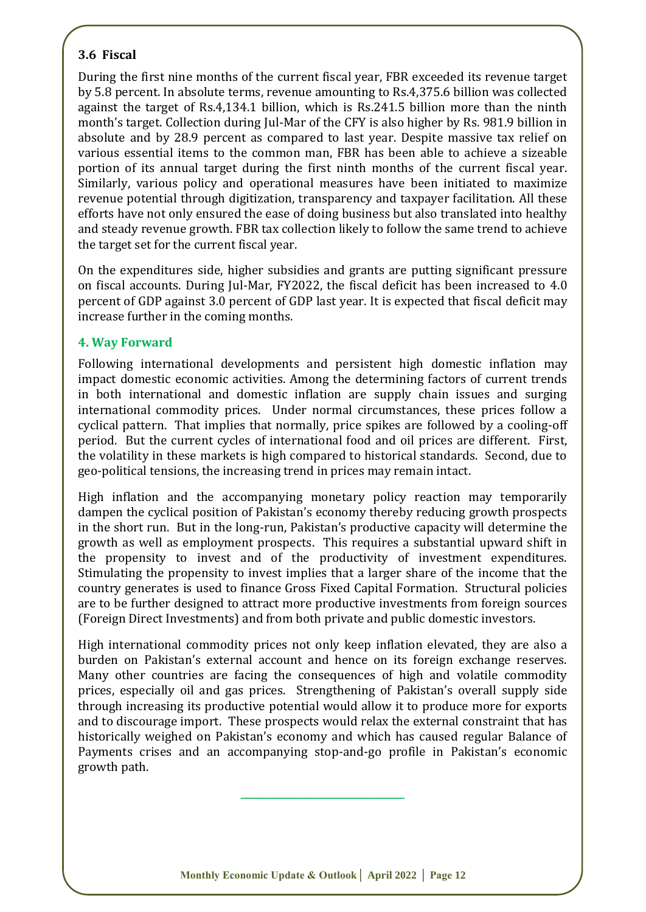### 3.6 Fiscal

During the first nine months of the current fiscal year, FBR exceeded its revenue target by 5.8 percent. In absolute terms, revenue amounting to Rs.4,375.6 billion was collected against the target of Rs.4,134.1 billion, which is Rs.241.5 billion more than the ninth month's target. Collection during Jul-Mar of the CFY is also higher by Rs. 981.9 billion in absolute and by 28.9 percent as compared to last year. Despite massive tax relief on various essential items to the common man, FBR has been able to achieve a sizeable portion of its annual target during the first ninth months of the current fiscal year. Similarly, various policy and operational measures have been initiated to maximize revenue potential through digitization, transparency and taxpayer facilitation. All these efforts have not only ensured the ease of doing business but also translated into healthy and steady revenue growth. FBR tax collection likely to follow the same trend to achieve the target set for the current fiscal year.

On the expenditures side, higher subsidies and grants are putting significant pressure on fiscal accounts. During Jul-Mar, FY2022, the fiscal deficit has been increased to 4.0 percent of GDP against 3.0 percent of GDP last year. It is expected that fiscal deficit may increase further in the coming months.

## 4. Way Forward

Following international developments and persistent high domestic inflation may impact domestic economic activities. Among the determining factors of current trends in both international and domestic inflation are supply chain issues and surging international commodity prices. Under normal circumstances, these prices follow a cyclical pattern. That implies that normally, price spikes are followed by a cooling-off period. But the current cycles of international food and oil prices are different. First, the volatility in these markets is high compared to historical standards. Second, due to geo-political tensions, the increasing trend in prices may remain intact.

High inflation and the accompanying monetary policy reaction may temporarily dampen the cyclical position of Pakistan's economy thereby reducing growth prospects in the short run. But in the long-run, Pakistan's productive capacity will determine the growth as well as employment prospects. This requires a substantial upward shift in the propensity to invest and of the productivity of investment expenditures. Stimulating the propensity to invest implies that a larger share of the income that the country generates is used to finance Gross Fixed Capital Formation. Structural policies are to be further designed to attract more productive investments from foreign sources (Foreign Direct Investments) and from both private and public domestic investors.

High international commodity prices not only keep inflation elevated, they are also a burden on Pakistan's external account and hence on its foreign exchange reserves. Many other countries are facing the consequences of high and volatile commodity prices, especially oil and gas prices. Strengthening of Pakistan's overall supply side through increasing its productive potential would allow it to produce more for exports and to discourage import. These prospects would relax the external constraint that has historically weighed on Pakistan's economy and which has caused regular Balance of Payments crises and an accompanying stop-and-go profile in Pakistan's economic growth path.

---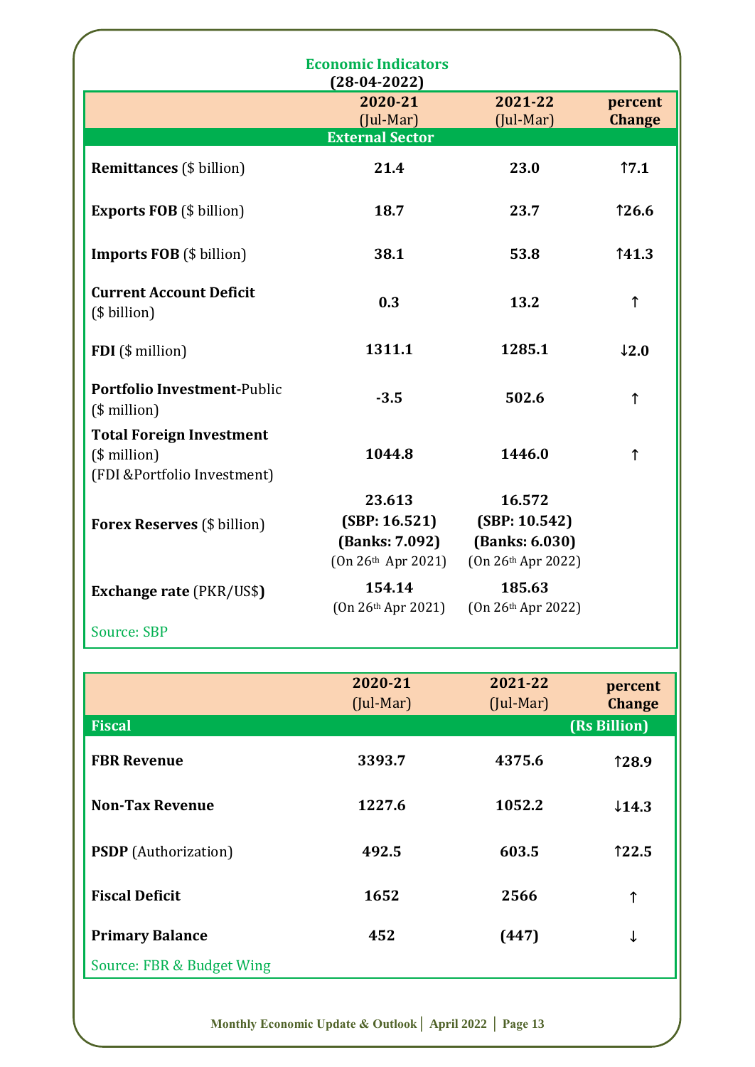## Economic Indicators

**(28-04-2022)**

| | 2020-21 (Jul-Mar) | 2021-22 (Jul-Mar) | percent Change |
|---|---|---|---|
| **External Sector** | | | |
| **Remittances** ($ billion) | **21.4** | **23.0** | **↑7.1** |
| **Exports FOB** ($ billion) | **18.7** | **23.7** | **↑26.6** |
| **Imports FOB** ($ billion) | **38.1** | **53.8** | **↑41.3** |
| **Current Account Deficit** ($ billion) | **0.3** | **13.2** | **↑** |
| **FDI** ($ million) | **1311.1** | **1285.1** | **↓2.0** |
| **Portfolio Investment**-Public ($ million) | **-3.5** | **502.6** | **↑** |
| **Total Foreign Investment** ($ million) (FDI &Portfolio Investment) | **1044.8** | **1446.0** | **↑** |
| **Forex Reserves** ($ billion) | **23.613** **(SBP: 16.521)** **(Banks: 7.092)** (On 26th Apr 2021) | **16.572** **(SBP: 10.542)** **(Banks: 6.030)** (On 26th Apr 2022) | |
| **Exchange rate** (PKR/US$**)** | **154.14** (On 26th Apr 2021) | **185.63** (On 26th Apr 2022) | |

Source: SBP

| | 2020-21 (Jul-Mar) | 2021-22 (Jul-Mar) | percent Change |
|---|---|---|---|
| **Fiscal** | | | **(Rs Billion)** |
| **FBR Revenue** | **3393.7** | **4375.6** | **↑28.9** |
| **Non-Tax Revenue** | **1227.6** | **1052.2** | **↓14.3** |
| **PSDP** (Authorization) | **492.5** | **603.5** | **↑22.5** |
| **Fiscal Deficit** | **1652** | **2566** | **↑** |
| **Primary Balance** | **452** | **(447)** | **↓** |

Source: FBR & Budget Wing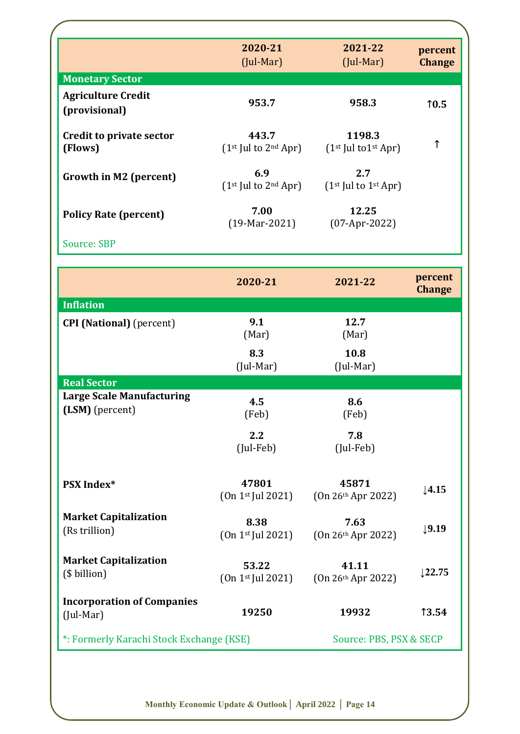| | 2020-21 (Jul-Mar) | 2021-22 (Jul-Mar) | percent Change |
|---|---|---|---|
| **Monetary Sector** | | | |
| **Agriculture Credit (provisional)** | **953.7** | **958.3** | **↑0.5** |
| **Credit to private sector (Flows)** | **443.7** (1st Jul to 2nd Apr) | **1198.3** (1st Jul to1st Apr) | ↑ |
| **Growth in M2 (percent)** | **6.9** (1st Jul to 2nd Apr) | **2.7** (1st Jul to 1st Apr) | |
| **Policy Rate (percent)** | **7.00** (19-Mar-2021) | **12.25** (07-Apr-2022) | |

Source: SBP

| | 2020-21 | 2021-22 | percent Change |
|---|---|---|---|
| **Inflation** | | | |
| **CPI (National)** (percent) | **9.1** (Mar) | **12.7** (Mar) | |
| | **8.3** (Jul-Mar) | **10.8** (Jul-Mar) | |
| **Real Sector** | | | |
| **Large Scale Manufacturing (LSM)** (percent) | **4.5** (Feb) | **8.6** (Feb) | |
| | **2.2** (Jul-Feb) | **7.8** (Jul-Feb) | |
| **PSX Index*** | **47801** (On 1st Jul 2021) | **45871** (On 26th Apr 2022) | **↓4.15** |
| **Market Capitalization** (Rs trillion) | **8.38** (On 1st Jul 2021) | **7.63** (On 26th Apr 2022) | **↓9.19** |
| **Market Capitalization** ($ billion) | **53.22** (On 1st Jul 2021) | **41.11** (On 26th Apr 2022) | **↓22.75** |
| **Incorporation of Companies** (Jul-Mar) | **19250** | **19932** | **↑3.54** |

*: Formerly Karachi Stock Exchange (KSE)

Source: PBS, PSX & SECP